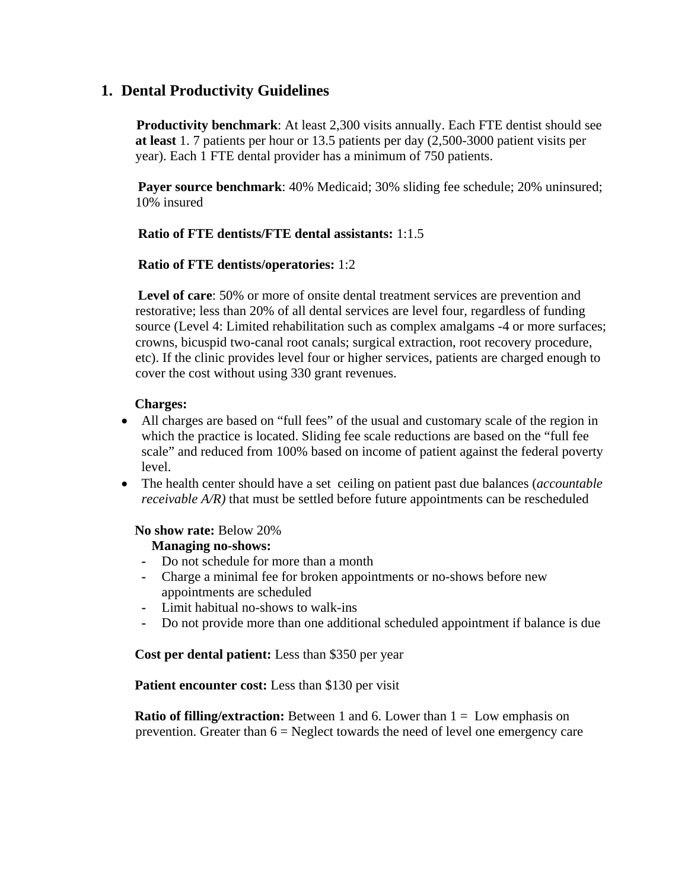## 1. Dental Productivity Guidelines

**Productivity benchmark**: At least 2,300 visits annually. Each FTE dentist should see **at least** 1. 7 patients per hour or 13.5 patients per day (2,500-3000 patient visits per year). Each 1 FTE dental provider has a minimum of 750 patients.

**Payer source benchmark**: 40% Medicaid; 30% sliding fee schedule; 20% uninsured; 10% insured

**Ratio of FTE dentists/FTE dental assistants:** 1:1.5

**Ratio of FTE dentists/operatories:** 1:2

**Level of care**: 50% or more of onsite dental treatment services are prevention and restorative; less than 20% of all dental services are level four, regardless of funding source (Level 4: Limited rehabilitation such as complex amalgams -4 or more surfaces; crowns, bicuspid two-canal root canals; surgical extraction, root recovery procedure, etc). If the clinic provides level four or higher services, patients are charged enough to cover the cost without using 330 grant revenues.

**Charges:**

- All charges are based on "full fees" of the usual and customary scale of the region in which the practice is located. Sliding fee scale reductions are based on the "full fee scale" and reduced from 100% based on income of patient against the federal poverty level.
- The health center should have a set ceiling on patient past due balances (*accountable receivable A/R)* that must be settled before future appointments can be rescheduled

**No show rate:** Below 20%

**Managing no-shows:**

- Do not schedule for more than a month
- Charge a minimal fee for broken appointments or no-shows before new appointments are scheduled
- Limit habitual no-shows to walk-ins
- Do not provide more than one additional scheduled appointment if balance is due

**Cost per dental patient:** Less than $350 per year

**Patient encounter cost:** Less than $130 per visit

**Ratio of filling/extraction:** Between 1 and 6. Lower than 1 = Low emphasis on prevention. Greater than 6 = Neglect towards the need of level one emergency care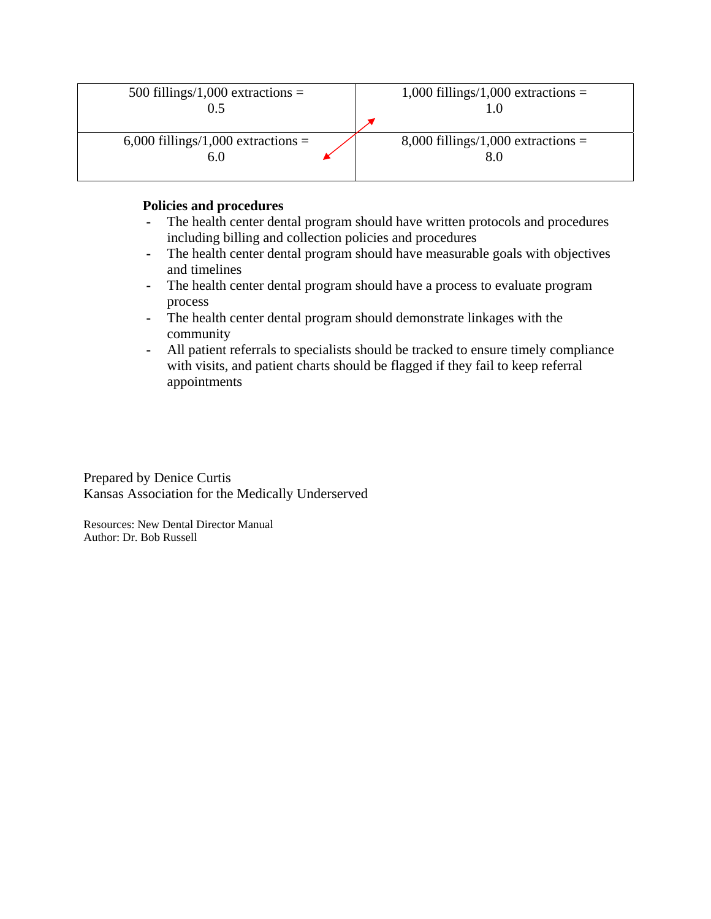| | |
|---|---|
| 500 fillings/1,000 extractions = 0.5 | 1,000 fillings/1,000 extractions = 1.0 |
| 6,000 fillings/1,000 extractions = 6.0 | 8,000 fillings/1,000 extractions = 8.0 |

**Policies and procedures**

- The health center dental program should have written protocols and procedures including billing and collection policies and procedures
- The health center dental program should have measurable goals with objectives and timelines
- The health center dental program should have a process to evaluate program process
- The health center dental program should demonstrate linkages with the community
- All patient referrals to specialists should be tracked to ensure timely compliance with visits, and patient charts should be flagged if they fail to keep referral appointments

Prepared by Denice Curtis
Kansas Association for the Medically Underserved

Resources: New Dental Director Manual
Author: Dr. Bob Russell